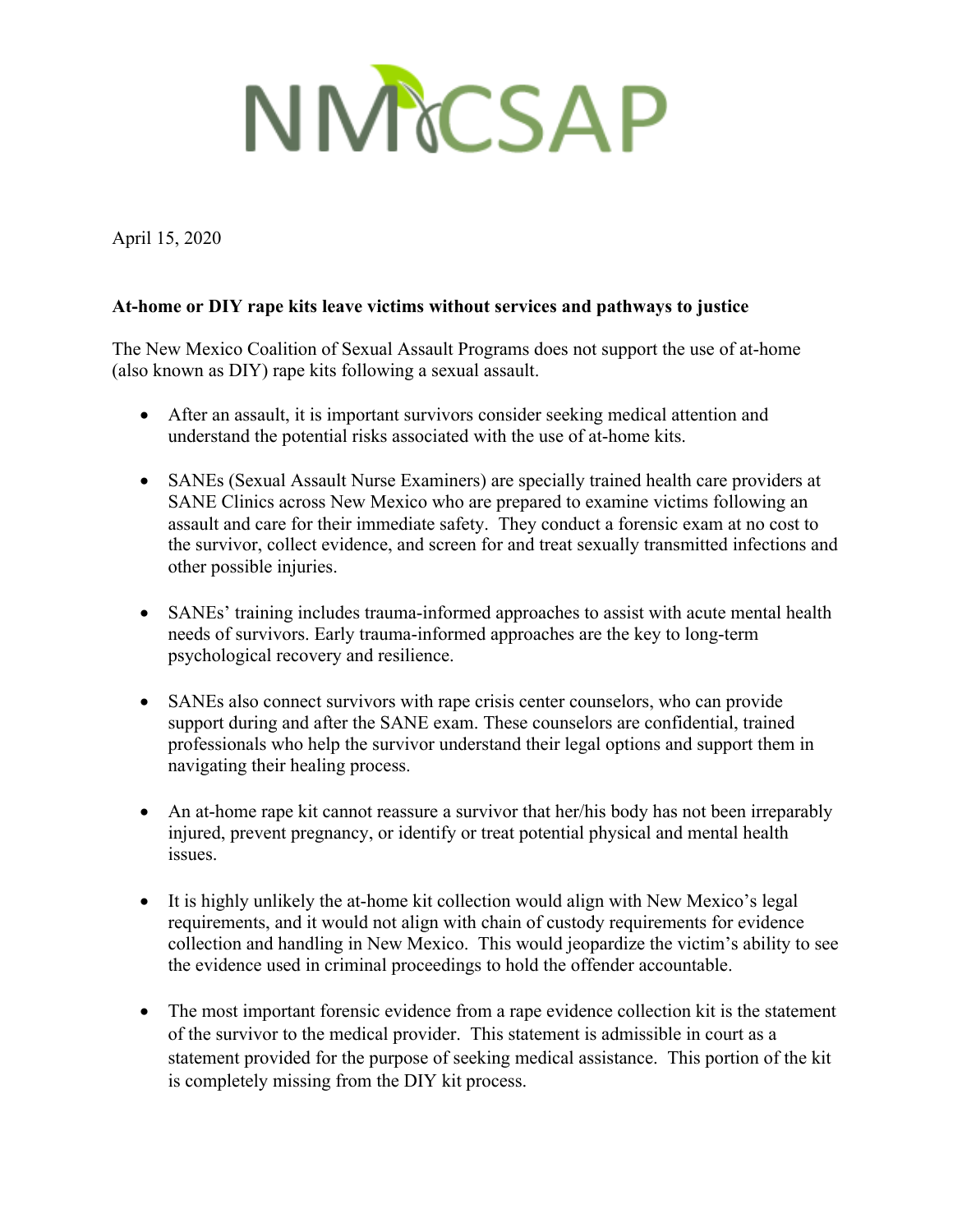# NMCSAP

April 15, 2020

**At-home or DIY rape kits leave victims without services and pathways to justice**

The New Mexico Coalition of Sexual Assault Programs does not support the use of at-home (also known as DIY) rape kits following a sexual assault.

- After an assault, it is important survivors consider seeking medical attention and understand the potential risks associated with the use of at-home kits.

- SANEs (Sexual Assault Nurse Examiners) are specially trained health care providers at SANE Clinics across New Mexico who are prepared to examine victims following an assault and care for their immediate safety. They conduct a forensic exam at no cost to the survivor, collect evidence, and screen for and treat sexually transmitted infections and other possible injuries.

- SANEs' training includes trauma-informed approaches to assist with acute mental health needs of survivors. Early trauma-informed approaches are the key to long-term psychological recovery and resilience.

- SANEs also connect survivors with rape crisis center counselors, who can provide support during and after the SANE exam. These counselors are confidential, trained professionals who help the survivor understand their legal options and support them in navigating their healing process.

- An at-home rape kit cannot reassure a survivor that her/his body has not been irreparably injured, prevent pregnancy, or identify or treat potential physical and mental health issues.

- It is highly unlikely the at-home kit collection would align with New Mexico's legal requirements, and it would not align with chain of custody requirements for evidence collection and handling in New Mexico. This would jeopardize the victim's ability to see the evidence used in criminal proceedings to hold the offender accountable.

- The most important forensic evidence from a rape evidence collection kit is the statement of the survivor to the medical provider. This statement is admissible in court as a statement provided for the purpose of seeking medical assistance. This portion of the kit is completely missing from the DIY kit process.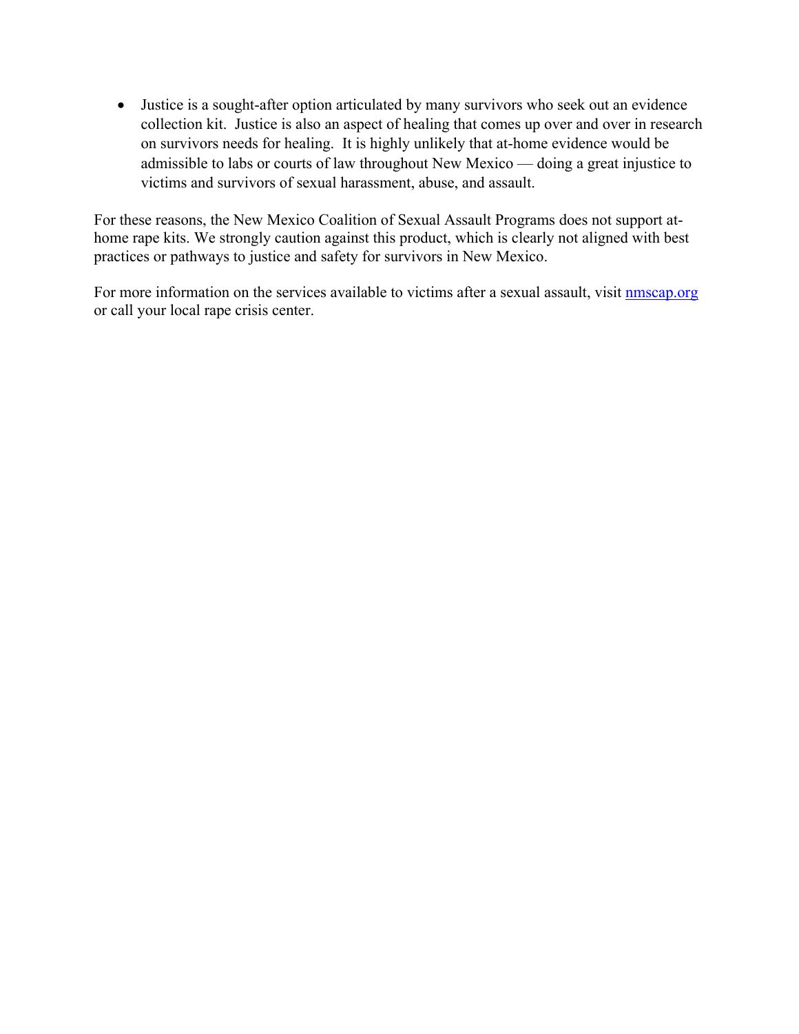- Justice is a sought-after option articulated by many survivors who seek out an evidence collection kit. Justice is also an aspect of healing that comes up over and over in research on survivors needs for healing. It is highly unlikely that at-home evidence would be admissible to labs or courts of law throughout New Mexico — doing a great injustice to victims and survivors of sexual harassment, abuse, and assault.

For these reasons, the New Mexico Coalition of Sexual Assault Programs does not support at-home rape kits. We strongly caution against this product, which is clearly not aligned with best practices or pathways to justice and safety for survivors in New Mexico.

For more information on the services available to victims after a sexual assault, visit [nmscap.org](nmscap.org) or call your local rape crisis center.